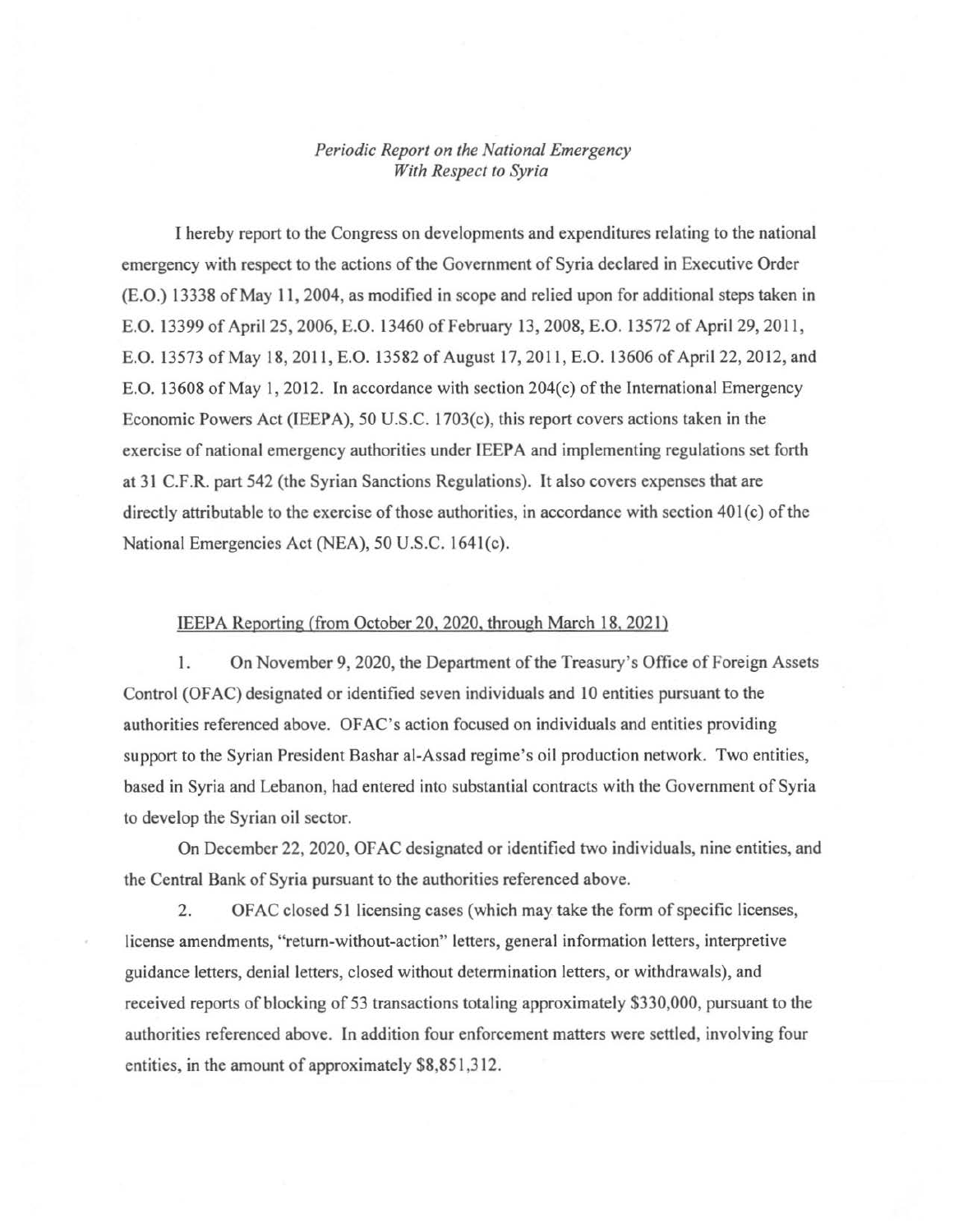*Periodic Report on the National Emergency With Respect to Syria*

I hereby report to the Congress on developments and expenditures relating to the national emergency with respect to the actions of the Government of Syria declared in Executive Order (E.O.) 13338 of May 11, 2004, as modified in scope and relied upon for additional steps taken in E.O. 13399 of April 25, 2006, E.O. 13460 of February 13, 2008, E.O. 13572 of April 29, 2011, E.O. 13573 of May 18, 2011, E.O. 13582 of August 17, 2011, E.O. 13606 of April 22, 2012, and E.O. 13608 of May 1, 2012. In accordance with section 204(c) of the International Emergency Economic Powers Act (IEEPA), 50 U.S.C. 1703(c), this report covers actions taken in the exercise of national emergency authorities under IEEPA and implementing regulations set forth at 31 C.F.R. part 542 (the Syrian Sanctions Regulations). It also covers expenses that are directly attributable to the exercise of those authorities, in accordance with section 401(c) of the National Emergencies Act (NEA), 50 U.S.C. 1641(c).

<u>IEEPA Reporting (from October 20, 2020, through March 18, 2021)</u>

1. On November 9, 2020, the Department of the Treasury's Office of Foreign Assets Control (OFAC) designated or identified seven individuals and 10 entities pursuant to the authorities referenced above. OFAC's action focused on individuals and entities providing support to the Syrian President Bashar al-Assad regime's oil production network. Two entities, based in Syria and Lebanon, had entered into substantial contracts with the Government of Syria to develop the Syrian oil sector.

On December 22, 2020, OFAC designated or identified two individuals, nine entities, and the Central Bank of Syria pursuant to the authorities referenced above.

2. OFAC closed 51 licensing cases (which may take the form of specific licenses, license amendments, "return-without-action" letters, general information letters, interpretive guidance letters, denial letters, closed without determination letters, or withdrawals), and received reports of blocking of 53 transactions totaling approximately $330,000, pursuant to the authorities referenced above. In addition four enforcement matters were settled, involving four entities, in the amount of approximately $8,851,312.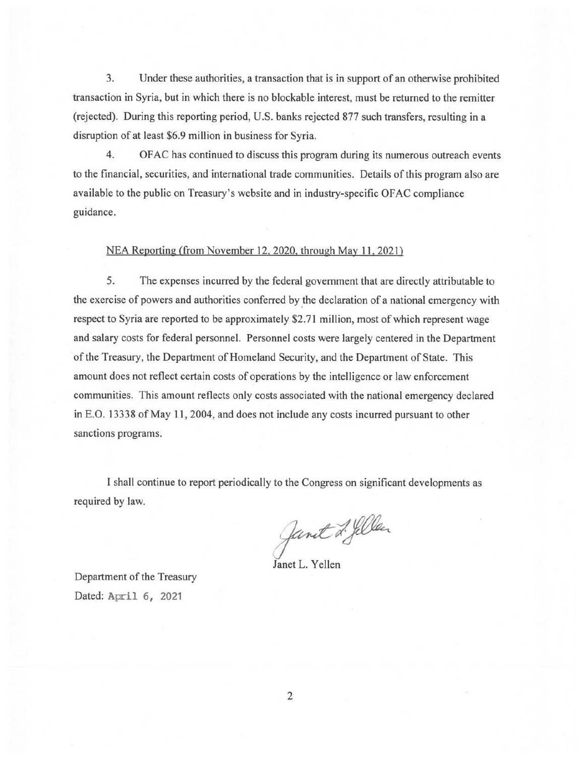3. Under these authorities, a transaction that is in support of an otherwise prohibited transaction in Syria, but in which there is no blockable interest, must be returned to the remitter (rejected). During this reporting period, U.S. banks rejected 877 such transfers, resulting in a disruption of at least $6.9 million in business for Syria.

4. OFAC has continued to discuss this program during its numerous outreach events to the financial, securities, and international trade communities. Details of this program also are available to the public on Treasury's website and in industry-specific OFAC compliance guidance.

<u>NEA Reporting (from November 12, 2020, through May 11, 2021)</u>

5. The expenses incurred by the federal government that are directly attributable to the exercise of powers and authorities conferred by the declaration of a national emergency with respect to Syria are reported to be approximately $2.71 million, most of which represent wage and salary costs for federal personnel. Personnel costs were largely centered in the Department of the Treasury, the Department of Homeland Security, and the Department of State. This amount does not reflect certain costs of operations by the intelligence or law enforcement communities. This amount reflects only costs associated with the national emergency declared in E.O. 13338 of May 11, 2004, and does not include any costs incurred pursuant to other sanctions programs.

I shall continue to report periodically to the Congress on significant developments as required by law.

Janet L. Yellen

Department of the Treasury
Dated: April 6, 2021